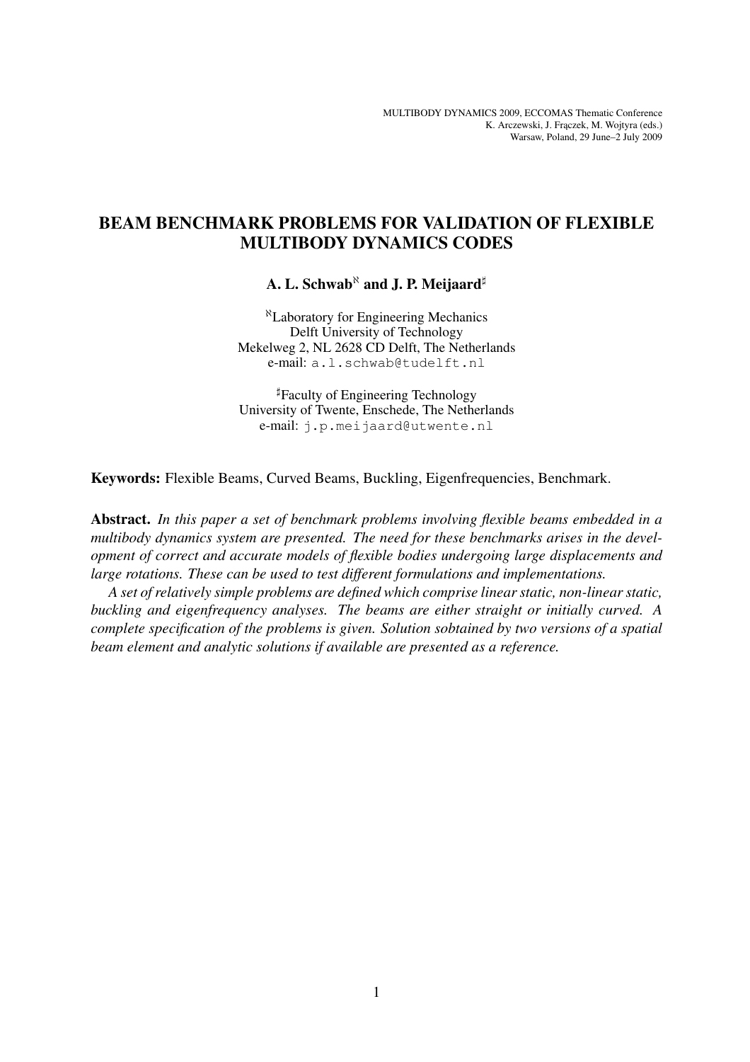MULTIBODY DYNAMICS 2009, ECCOMAS Thematic Conference
K. Arczewski, J. Frączek, M. Wojtyra (eds.)
Warsaw, Poland, 29 June–2 July 2009

# BEAM BENCHMARK PROBLEMS FOR VALIDATION OF FLEXIBLE MULTIBODY DYNAMICS CODES

**A. L. Schwab[ℵ] and J. P. Meijaard[♯]**

[ℵ]Laboratory for Engineering Mechanics
Delft University of Technology
Mekelweg 2, NL 2628 CD Delft, The Netherlands
e-mail: a.l.schwab@tudelft.nl

[♯]Faculty of Engineering Technology
University of Twente, Enschede, The Netherlands
e-mail: j.p.meijaard@utwente.nl

**Keywords:** Flexible Beams, Curved Beams, Buckling, Eigenfrequencies, Benchmark.

**Abstract.** *In this paper a set of benchmark problems involving flexible beams embedded in a multibody dynamics system are presented. The need for these benchmarks arises in the development of correct and accurate models of flexible bodies undergoing large displacements and large rotations. These can be used to test different formulations and implementations.*

*A set of relatively simple problems are defined which comprise linear static, non-linear static, buckling and eigenfrequency analyses. The beams are either straight or initially curved. A complete specification of the problems is given. Solution sobtained by two versions of a spatial beam element and analytic solutions if available are presented as a reference.*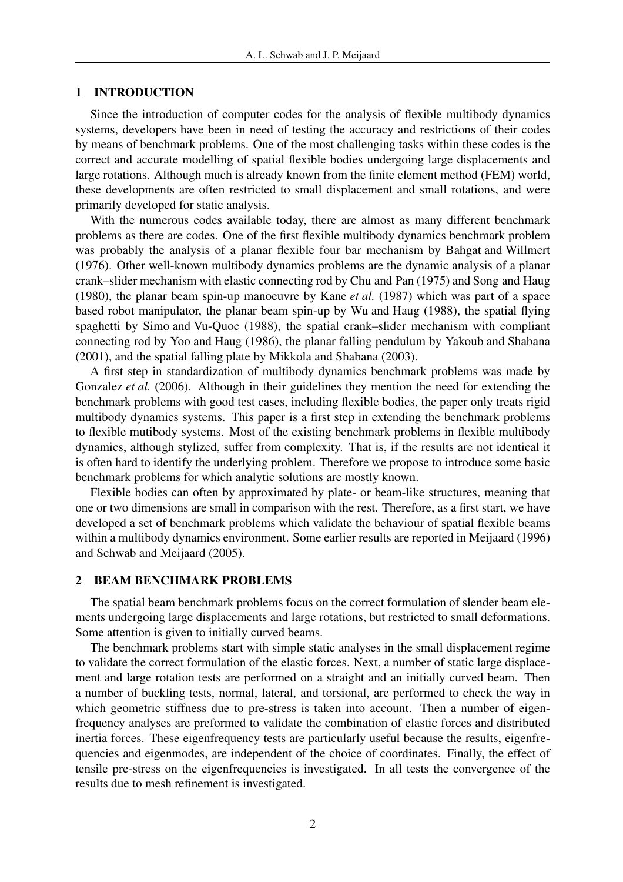## 1 INTRODUCTION

Since the introduction of computer codes for the analysis of flexible multibody dynamics systems, developers have been in need of testing the accuracy and restrictions of their codes by means of benchmark problems. One of the most challenging tasks within these codes is the correct and accurate modelling of spatial flexible bodies undergoing large displacements and large rotations. Although much is already known from the finite element method (FEM) world, these developments are often restricted to small displacement and small rotations, and were primarily developed for static analysis.

With the numerous codes available today, there are almost as many different benchmark problems as there are codes. One of the first flexible multibody dynamics benchmark problem was probably the analysis of a planar flexible four bar mechanism by Bahgat and Willmert (1976). Other well-known multibody dynamics problems are the dynamic analysis of a planar crank–slider mechanism with elastic connecting rod by Chu and Pan (1975) and Song and Haug (1980), the planar beam spin-up manoeuvre by Kane *et al.* (1987) which was part of a space based robot manipulator, the planar beam spin-up by Wu and Haug (1988), the spatial flying spaghetti by Simo and Vu-Quoc (1988), the spatial crank–slider mechanism with compliant connecting rod by Yoo and Haug (1986), the planar falling pendulum by Yakoub and Shabana (2001), and the spatial falling plate by Mikkola and Shabana (2003).

A first step in standardization of multibody dynamics benchmark problems was made by Gonzalez *et al.* (2006). Although in their guidelines they mention the need for extending the benchmark problems with good test cases, including flexible bodies, the paper only treats rigid multibody dynamics systems. This paper is a first step in extending the benchmark problems to flexible mutibody systems. Most of the existing benchmark problems in flexible multibody dynamics, although stylized, suffer from complexity. That is, if the results are not identical it is often hard to identify the underlying problem. Therefore we propose to introduce some basic benchmark problems for which analytic solutions are mostly known.

Flexible bodies can often by approximated by plate- or beam-like structures, meaning that one or two dimensions are small in comparison with the rest. Therefore, as a first start, we have developed a set of benchmark problems which validate the behaviour of spatial flexible beams within a multibody dynamics environment. Some earlier results are reported in Meijaard (1996) and Schwab and Meijaard (2005).

## 2 BEAM BENCHMARK PROBLEMS

The spatial beam benchmark problems focus on the correct formulation of slender beam elements undergoing large displacements and large rotations, but restricted to small deformations. Some attention is given to initially curved beams.

The benchmark problems start with simple static analyses in the small displacement regime to validate the correct formulation of the elastic forces. Next, a number of static large displacement and large rotation tests are performed on a straight and an initially curved beam. Then a number of buckling tests, normal, lateral, and torsional, are performed to check the way in which geometric stiffness due to pre-stress is taken into account. Then a number of eigenfrequency analyses are preformed to validate the combination of elastic forces and distributed inertia forces. These eigenfrequency tests are particularly useful because the results, eigenfrequencies and eigenmodes, are independent of the choice of coordinates. Finally, the effect of tensile pre-stress on the eigenfrequencies is investigated. In all tests the convergence of the results due to mesh refinement is investigated.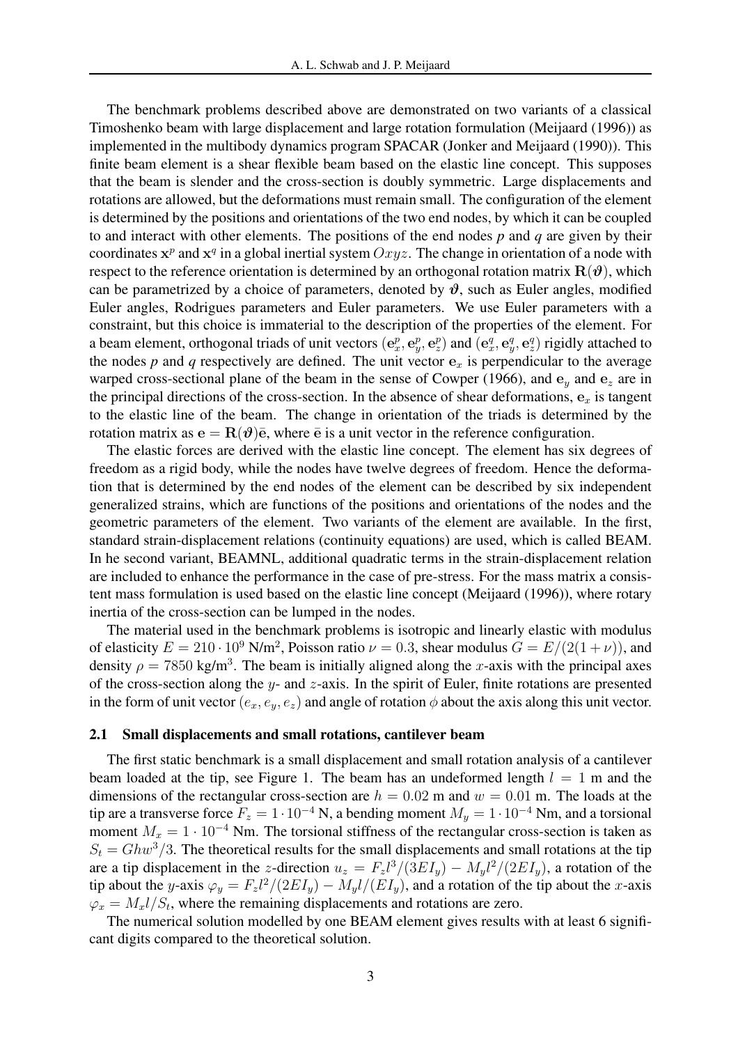The benchmark problems described above are demonstrated on two variants of a classical Timoshenko beam with large displacement and large rotation formulation (Meijaard (1996)) as implemented in the multibody dynamics program SPACAR (Jonker and Meijaard (1990)). This finite beam element is a shear flexible beam based on the elastic line concept. This supposes that the beam is slender and the cross-section is doubly symmetric. Large displacements and rotations are allowed, but the deformations must remain small. The configuration of the element is determined by the positions and orientations of the two end nodes, by which it can be coupled to and interact with other elements. The positions of the end nodes *p* and *q* are given by their coordinates $\mathbf{x}^p$ and $\mathbf{x}^q$ in a global inertial system $Oxyz$. The change in orientation of a node with respect to the reference orientation is determined by an orthogonal rotation matrix $\mathbf{R}(\boldsymbol{\vartheta})$, which can be parametrized by a choice of parameters, denoted by $\boldsymbol{\vartheta}$, such as Euler angles, modified Euler angles, Rodrigues parameters and Euler parameters. We use Euler parameters with a constraint, but this choice is immaterial to the description of the properties of the element. For a beam element, orthogonal triads of unit vectors $(\mathbf{e}_x^p, \mathbf{e}_y^p, \mathbf{e}_z^p)$ and $(\mathbf{e}_x^q, \mathbf{e}_y^q, \mathbf{e}_z^q)$ rigidly attached to the nodes *p* and *q* respectively are defined. The unit vector $\mathbf{e}_x$ is perpendicular to the average warped cross-sectional plane of the beam in the sense of Cowper (1966), and $\mathbf{e}_y$ and $\mathbf{e}_z$ are in the principal directions of the cross-section. In the absence of shear deformations, $\mathbf{e}_x$ is tangent to the elastic line of the beam. The change in orientation of the triads is determined by the rotation matrix as $\mathbf{e} = \mathbf{R}(\boldsymbol{\vartheta})\bar{\mathbf{e}}$, where $\bar{\mathbf{e}}$ is a unit vector in the reference configuration.

The elastic forces are derived with the elastic line concept. The element has six degrees of freedom as a rigid body, while the nodes have twelve degrees of freedom. Hence the deformation that is determined by the end nodes of the element can be described by six independent generalized strains, which are functions of the positions and orientations of the nodes and the geometric parameters of the element. Two variants of the element are available. In the first, standard strain-displacement relations (continuity equations) are used, which is called BEAM. In he second variant, BEAMNL, additional quadratic terms in the strain-displacement relation are included to enhance the performance in the case of pre-stress. For the mass matrix a consistent mass formulation is used based on the elastic line concept (Meijaard (1996)), where rotary inertia of the cross-section can be lumped in the nodes.

The material used in the benchmark problems is isotropic and linearly elastic with modulus of elasticity $E = 210 \cdot 10^9$ N/m$^2$, Poisson ratio $\nu = 0.3$, shear modulus $G = E/(2(1+\nu))$, and density $\rho = 7850$ kg/m$^3$. The beam is initially aligned along the $x$-axis with the principal axes of the cross-section along the $y$- and $z$-axis. In the spirit of Euler, finite rotations are presented in the form of unit vector $(e_x, e_y, e_z)$ and angle of rotation $\phi$ about the axis along this unit vector.

### 2.1 Small displacements and small rotations, cantilever beam

The first static benchmark is a small displacement and small rotation analysis of a cantilever beam loaded at the tip, see Figure 1. The beam has an undeformed length $l = 1$ m and the dimensions of the rectangular cross-section are $h = 0.02$ m and $w = 0.01$ m. The loads at the tip are a transverse force $F_z = 1 \cdot 10^{-4}$ N, a bending moment $M_y = 1 \cdot 10^{-4}$ Nm, and a torsional moment $M_x = 1 \cdot 10^{-4}$ Nm. The torsional stiffness of the rectangular cross-section is taken as $S_t = Ghw^3/3$. The theoretical results for the small displacements and small rotations at the tip are a tip displacement in the $z$-direction $u_z = F_z l^3/(3EI_y) - M_y l^2/(2EI_y)$, a rotation of the tip about the $y$-axis $\varphi_y = F_z l^2/(2EI_y) - M_y l/(EI_y)$, and a rotation of the tip about the $x$-axis $\varphi_x = M_x l/S_t$, where the remaining displacements and rotations are zero.

The numerical solution modelled by one BEAM element gives results with at least 6 significant digits compared to the theoretical solution.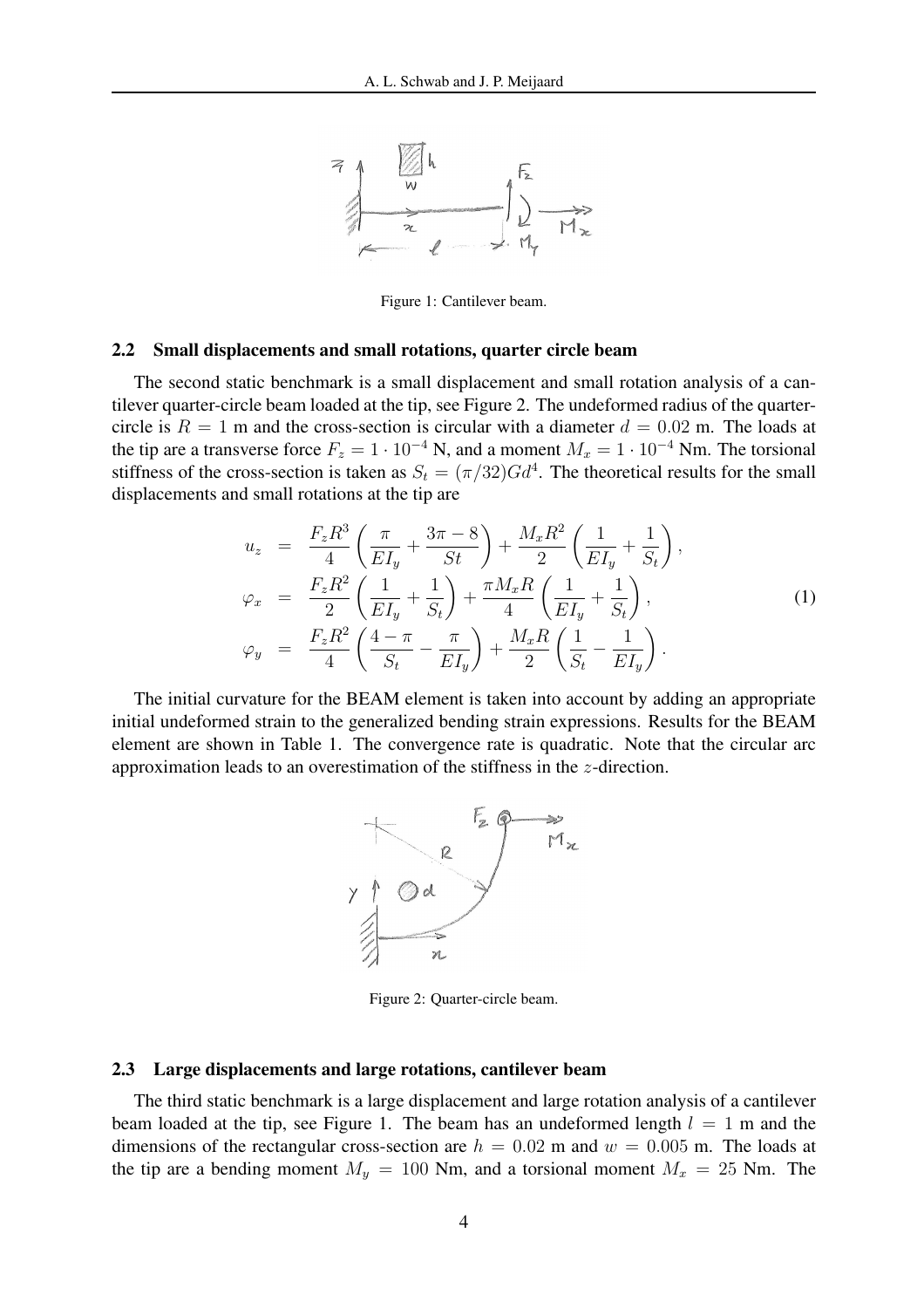Figure 1: Cantilever beam.

### 2.2 Small displacements and small rotations, quarter circle beam

The second static benchmark is a small displacement and small rotation analysis of a cantilever quarter-circle beam loaded at the tip, see Figure 2. The undeformed radius of the quarter-circle is $R = 1$ m and the cross-section is circular with a diameter $d = 0.02$ m. The loads at the tip are a transverse force $F_z = 1 \cdot 10^{-4}$ N, and a moment $M_x = 1 \cdot 10^{-4}$ Nm. The torsional stiffness of the cross-section is taken as $S_t = (\pi/32)Gd^4$. The theoretical results for the small displacements and small rotations at the tip are

$$
\begin{aligned}
u_z &= \frac{F_z R^3}{4}\left(\frac{\pi}{EI_y} + \frac{3\pi - 8}{St}\right) + \frac{M_x R^2}{2}\left(\frac{1}{EI_y} + \frac{1}{S_t}\right), \\
\varphi_x &= \frac{F_z R^2}{2}\left(\frac{1}{EI_y} + \frac{1}{S_t}\right) + \frac{\pi M_x R}{4}\left(\frac{1}{EI_y} + \frac{1}{S_t}\right), \\
\varphi_y &= \frac{F_z R^2}{4}\left(\frac{4-\pi}{S_t} - \frac{\pi}{EI_y}\right) + \frac{M_x R}{2}\left(\frac{1}{S_t} - \frac{1}{EI_y}\right).
\end{aligned}
\tag{1}
$$

The initial curvature for the BEAM element is taken into account by adding an appropriate initial undeformed strain to the generalized bending strain expressions. Results for the BEAM element are shown in Table 1. The convergence rate is quadratic. Note that the circular arc approximation leads to an overestimation of the stiffness in the $z$-direction.

Figure 2: Quarter-circle beam.

### 2.3 Large displacements and large rotations, cantilever beam

The third static benchmark is a large displacement and large rotation analysis of a cantilever beam loaded at the tip, see Figure 1. The beam has an undeformed length $l = 1$ m and the dimensions of the rectangular cross-section are $h = 0.02$ m and $w = 0.005$ m. The loads at the tip are a bending moment $M_y = 100$ Nm, and a torsional moment $M_x = 25$ Nm. The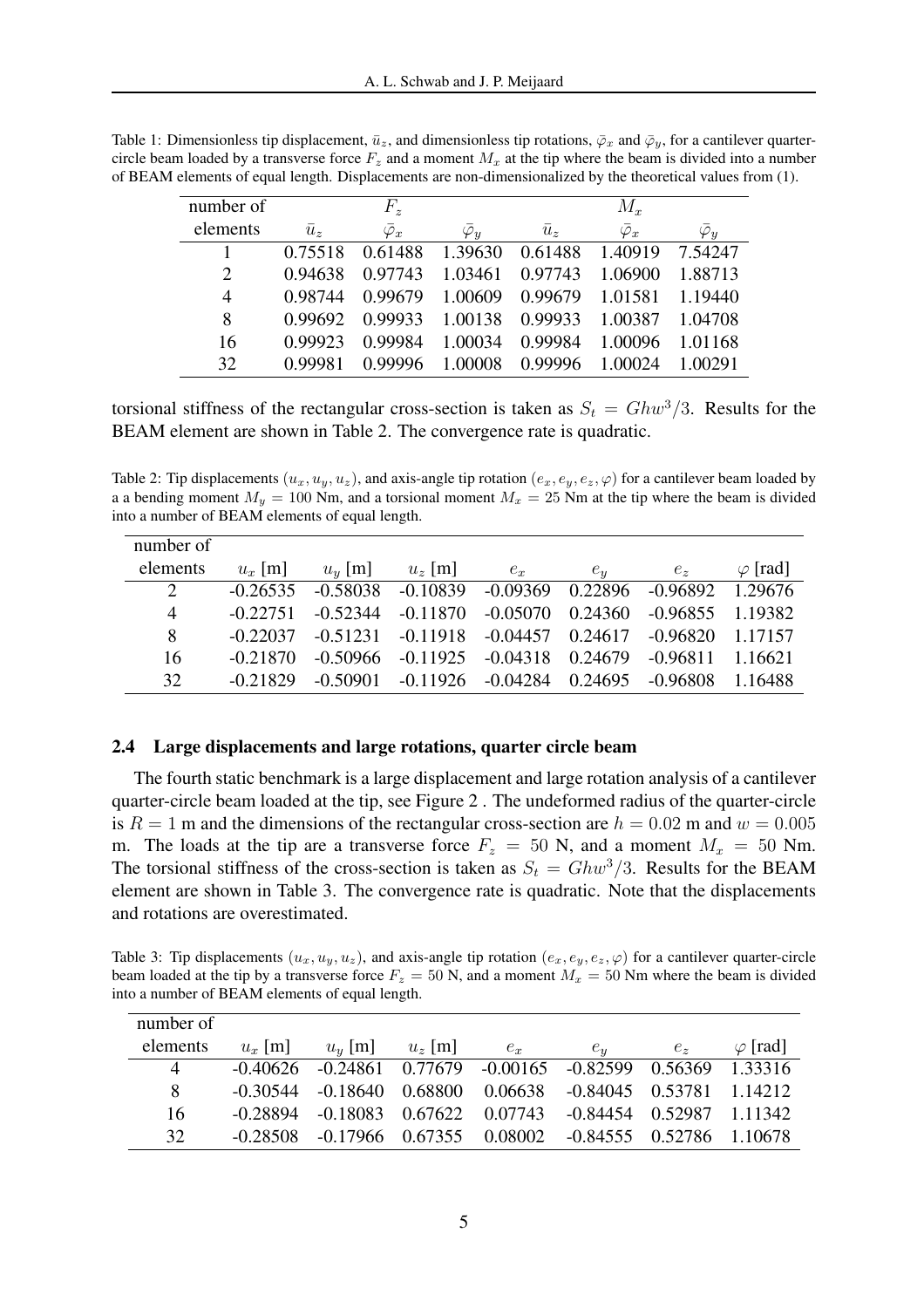Table 1: Dimensionless tip displacement, $\bar{u}_z$, and dimensionless tip rotations, $\bar{\varphi}_x$ and $\bar{\varphi}_y$, for a cantilever quarter-circle beam loaded by a transverse force $F_z$ and a moment $M_x$ at the tip where the beam is divided into a number of BEAM elements of equal length. Displacements are non-dimensionalized by the theoretical values from (1).

| number of | $F_z$ | | | $M_x$ | | |
|---|---|---|---|---|---|---|
| elements | $\bar{u}_z$ | $\bar{\varphi}_x$ | $\bar{\varphi}_y$ | $\bar{u}_z$ | $\bar{\varphi}_x$ | $\bar{\varphi}_y$ |
| 1 | 0.75518 | 0.61488 | 1.39630 | 0.61488 | 1.40919 | 7.54247 |
| 2 | 0.94638 | 0.97743 | 1.03461 | 0.97743 | 1.06900 | 1.88713 |
| 4 | 0.98744 | 0.99679 | 1.00609 | 0.99679 | 1.01581 | 1.19440 |
| 8 | 0.99692 | 0.99933 | 1.00138 | 0.99933 | 1.00387 | 1.04708 |
| 16 | 0.99923 | 0.99984 | 1.00034 | 0.99984 | 1.00096 | 1.01168 |
| 32 | 0.99981 | 0.99996 | 1.00008 | 0.99996 | 1.00024 | 1.00291 |

torsional stiffness of the rectangular cross-section is taken as $S_t = Ghw^3/3$. Results for the BEAM element are shown in Table 2. The convergence rate is quadratic.

Table 2: Tip displacements $(u_x, u_y, u_z)$, and axis-angle tip rotation $(e_x, e_y, e_z, \varphi)$ for a cantilever beam loaded by a a bending moment $M_y = 100$ Nm, and a torsional moment $M_x = 25$ Nm at the tip where the beam is divided into a number of BEAM elements of equal length.

| number of elements | $u_x$ [m] | $u_y$ [m] | $u_z$ [m] | $e_x$ | $e_y$ | $e_z$ | $\varphi$ [rad] |
|---|---|---|---|---|---|---|---|
| 2 | -0.26535 | -0.58038 | -0.10839 | -0.09369 | 0.22896 | -0.96892 | 1.29676 |
| 4 | -0.22751 | -0.52344 | -0.11870 | -0.05070 | 0.24360 | -0.96855 | 1.19382 |
| 8 | -0.22037 | -0.51231 | -0.11918 | -0.04457 | 0.24617 | -0.96820 | 1.17157 |
| 16 | -0.21870 | -0.50966 | -0.11925 | -0.04318 | 0.24679 | -0.96811 | 1.16621 |
| 32 | -0.21829 | -0.50901 | -0.11926 | -0.04284 | 0.24695 | -0.96808 | 1.16488 |

### 2.4 Large displacements and large rotations, quarter circle beam

The fourth static benchmark is a large displacement and large rotation analysis of a cantilever quarter-circle beam loaded at the tip, see Figure 2 . The undeformed radius of the quarter-circle is $R = 1$ m and the dimensions of the rectangular cross-section are $h = 0.02$ m and $w = 0.005$ m. The loads at the tip are a transverse force $F_z = 50$ N, and a moment $M_x = 50$ Nm. The torsional stiffness of the cross-section is taken as $S_t = Ghw^3/3$. Results for the BEAM element are shown in Table 3. The convergence rate is quadratic. Note that the displacements and rotations are overestimated.

Table 3: Tip displacements $(u_x, u_y, u_z)$, and axis-angle tip rotation $(e_x, e_y, e_z, \varphi)$ for a cantilever quarter-circle beam loaded at the tip by a transverse force $F_z = 50$ N, and a moment $M_x = 50$ Nm where the beam is divided into a number of BEAM elements of equal length.

| number of elements | $u_x$ [m] | $u_y$ [m] | $u_z$ [m] | $e_x$ | $e_y$ | $e_z$ | $\varphi$ [rad] |
|---|---|---|---|---|---|---|---|
| 4 | -0.40626 | -0.24861 | 0.77679 | -0.00165 | -0.82599 | 0.56369 | 1.33316 |
| 8 | -0.30544 | -0.18640 | 0.68800 | 0.06638 | -0.84045 | 0.53781 | 1.14212 |
| 16 | -0.28894 | -0.18083 | 0.67622 | 0.07743 | -0.84454 | 0.52987 | 1.11342 |
| 32 | -0.28508 | -0.17966 | 0.67355 | 0.08002 | -0.84555 | 0.52786 | 1.10678 |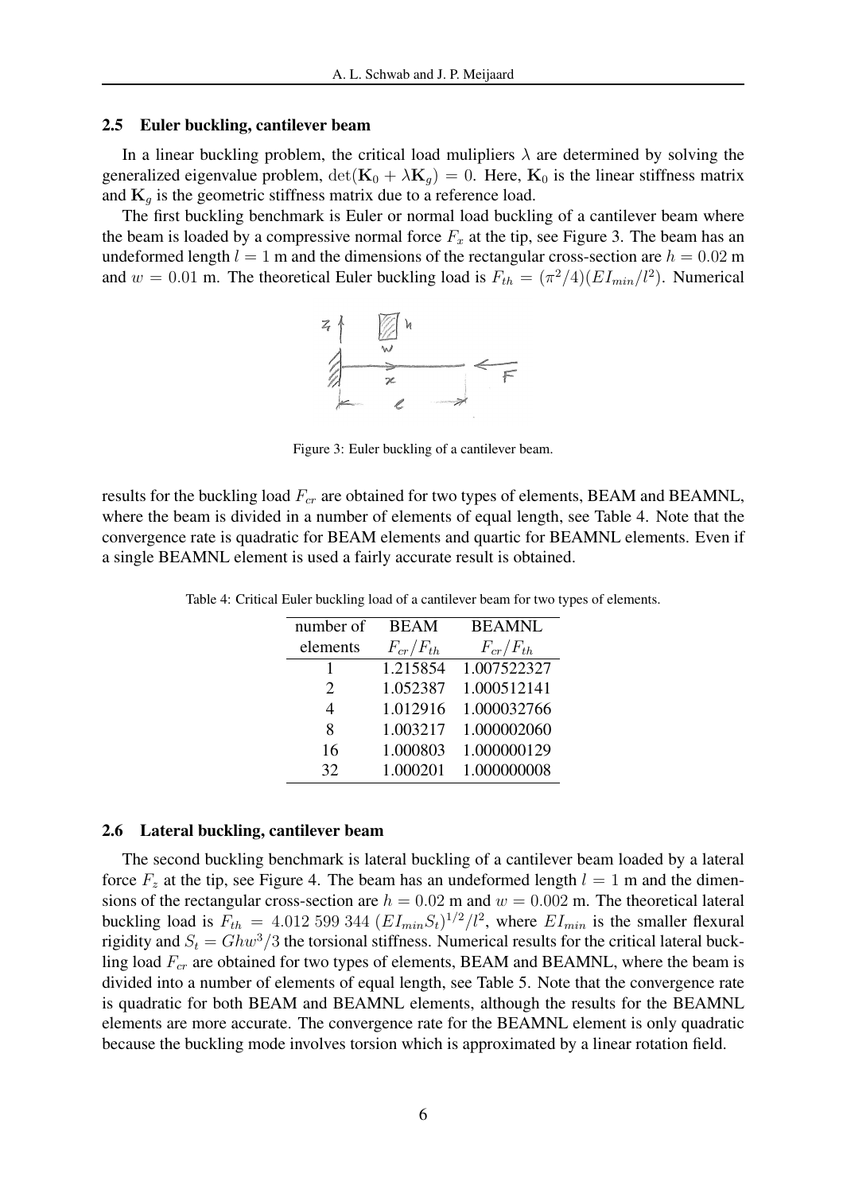## 2.5 Euler buckling, cantilever beam

In a linear buckling problem, the critical load mulipliers $\lambda$ are determined by solving the generalized eigenvalue problem, $\det(\mathbf{K}_0 + \lambda \mathbf{K}_g) = 0$. Here, $\mathbf{K}_0$ is the linear stiffness matrix and $\mathbf{K}_g$ is the geometric stiffness matrix due to a reference load.

The first buckling benchmark is Euler or normal load buckling of a cantilever beam where the beam is loaded by a compressive normal force $F_x$ at the tip, see Figure 3. The beam has an undeformed length $l = 1$ m and the dimensions of the rectangular cross-section are $h = 0.02$ m and $w = 0.01$ m. The theoretical Euler buckling load is $F_{th} = (\pi^2/4)(EI_{min}/l^2)$. Numerical results for the buckling load $F_{cr}$ are obtained for two types of elements, BEAM and BEAMNL, where the beam is divided in a number of elements of equal length, see Table 4. Note that the convergence rate is quadratic for BEAM elements and quartic for BEAMNL elements. Even if a single BEAMNL element is used a fairly accurate result is obtained.

Figure 3: Euler buckling of a cantilever beam.

Table 4: Critical Euler buckling load of a cantilever beam for two types of elements.

| number of elements | BEAM $F_{cr}/F_{th}$ | BEAMNL $F_{cr}/F_{th}$ |
|---|---|---|
| 1 | 1.215854 | 1.007522327 |
| 2 | 1.052387 | 1.000512141 |
| 4 | 1.012916 | 1.000032766 |
| 8 | 1.003217 | 1.000002060 |
| 16 | 1.000803 | 1.000000129 |
| 32 | 1.000201 | 1.000000008 |

## 2.6 Lateral buckling, cantilever beam

The second buckling benchmark is lateral buckling of a cantilever beam loaded by a lateral force $F_z$ at the tip, see Figure 4. The beam has an undeformed length $l = 1$ m and the dimensions of the rectangular cross-section are $h = 0.02$ m and $w = 0.002$ m. The theoretical lateral buckling load is $F_{th} = 4.012\,599\,344\,(EI_{min}S_t)^{1/2}/l^2$, where $EI_{min}$ is the smaller flexural rigidity and $S_t = Ghw^3/3$ the torsional stiffness. Numerical results for the critical lateral buckling load $F_{cr}$ are obtained for two types of elements, BEAM and BEAMNL, where the beam is divided into a number of elements of equal length, see Table 5. Note that the convergence rate is quadratic for both BEAM and BEAMNL elements, although the results for the BEAMNL elements are more accurate. The convergence rate for the BEAMNL element is only quadratic because the buckling mode involves torsion which is approximated by a linear rotation field.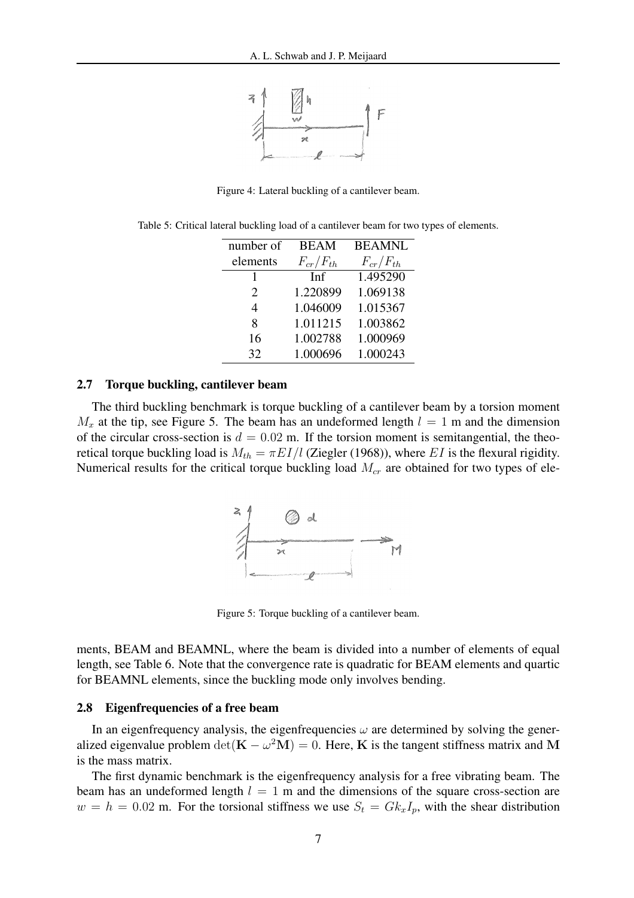Figure 4: Lateral buckling of a cantilever beam.

Table 5: Critical lateral buckling load of a cantilever beam for two types of elements.

| number of elements | BEAM $F_{cr}/F_{th}$ | BEAMNL $F_{cr}/F_{th}$ |
|---|---|---|
| 1 | Inf | 1.495290 |
| 2 | 1.220899 | 1.069138 |
| 4 | 1.046009 | 1.015367 |
| 8 | 1.011215 | 1.003862 |
| 16 | 1.002788 | 1.000969 |
| 32 | 1.000696 | 1.000243 |

## 2.7 Torque buckling, cantilever beam

The third buckling benchmark is torque buckling of a cantilever beam by a torsion moment $M_x$ at the tip, see Figure 5. The beam has an undeformed length $l = 1$ m and the dimension of the circular cross-section is $d = 0.02$ m. If the torsion moment is semitangential, the theoretical torque buckling load is $M_{th} = \pi EI/l$ (Ziegler (1968)), where $EI$ is the flexural rigidity. Numerical results for the critical torque buckling load $M_{cr}$ are obtained for two types of elements, BEAM and BEAMNL, where the beam is divided into a number of elements of equal length, see Table 6. Note that the convergence rate is quadratic for BEAM elements and quartic for BEAMNL elements, since the buckling mode only involves bending.

Figure 5: Torque buckling of a cantilever beam.

## 2.8 Eigenfrequencies of a free beam

In an eigenfrequency analysis, the eigenfrequencies $\omega$ are determined by solving the generalized eigenvalue problem $\det(\mathbf{K} - \omega^2\mathbf{M}) = 0$. Here, $\mathbf{K}$ is the tangent stiffness matrix and $\mathbf{M}$ is the mass matrix.

The first dynamic benchmark is the eigenfrequency analysis for a free vibrating beam. The beam has an undeformed length $l = 1$ m and the dimensions of the square cross-section are $w = h = 0.02$ m. For the torsional stiffness we use $S_t = Gk_xI_p$, with the shear distribution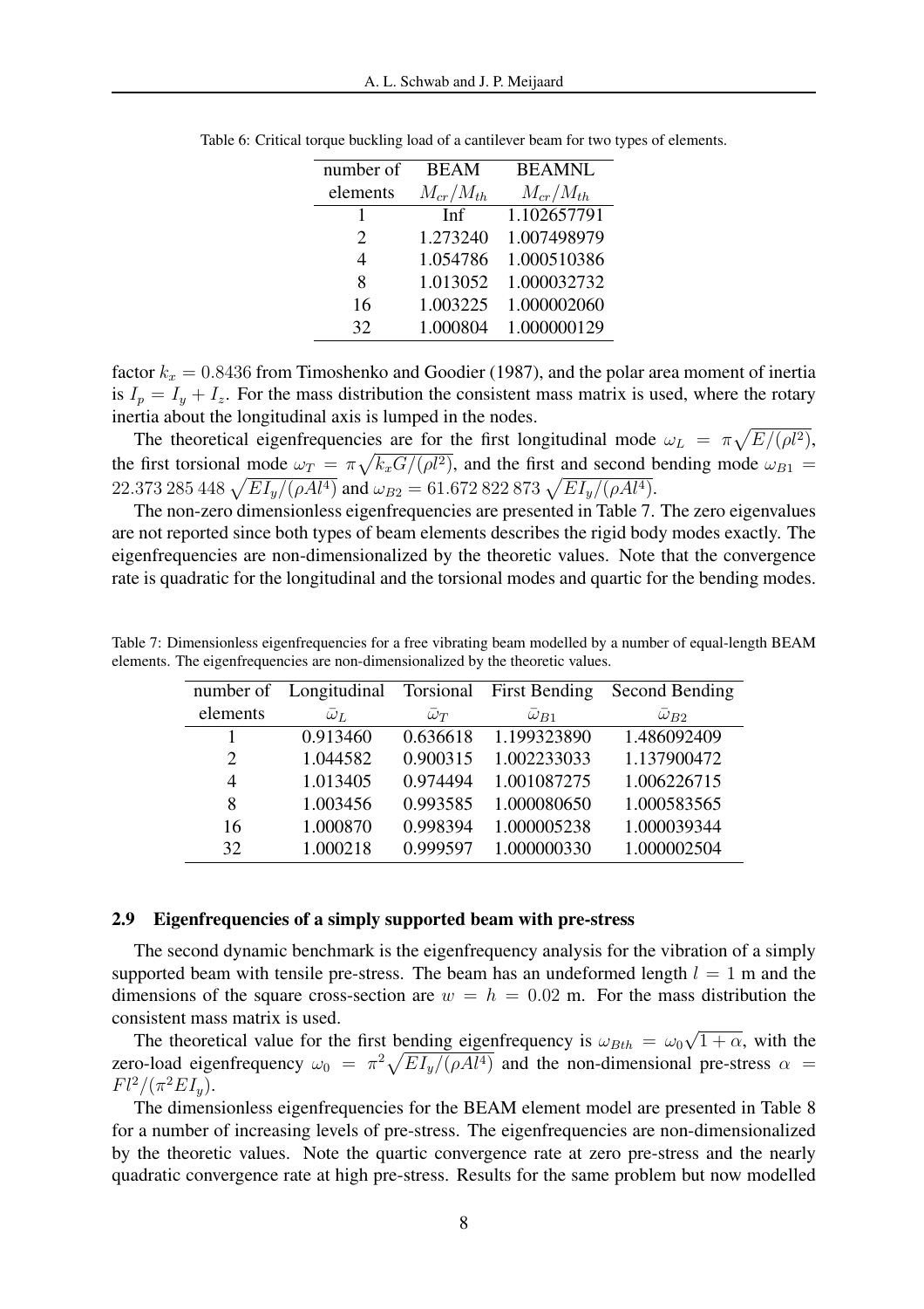Table 6: Critical torque buckling load of a cantilever beam for two types of elements.

| number of elements | BEAM $M_{cr}/M_{th}$ | BEAMNL $M_{cr}/M_{th}$ |
|---|---|---|
| 1 | Inf | 1.102657791 |
| 2 | 1.273240 | 1.007498979 |
| 4 | 1.054786 | 1.000510386 |
| 8 | 1.013052 | 1.000032732 |
| 16 | 1.003225 | 1.000002060 |
| 32 | 1.000804 | 1.000000129 |

factor $k_x = 0.8436$ from Timoshenko and Goodier (1987), and the polar area moment of inertia is $I_p = I_y + I_z$. For the mass distribution the consistent mass matrix is used, where the rotary inertia about the longitudinal axis is lumped in the nodes.

The theoretical eigenfrequencies are for the first longitudinal mode $\omega_L = \pi\sqrt{E/(\rho l^2)}$, the first torsional mode $\omega_T = \pi\sqrt{k_x G/(\rho l^2)}$, and the first and second bending mode $\omega_{B1} = 22.373\,285\,448\,\sqrt{EI_y/(\rho A l^4)}$ and $\omega_{B2} = 61.672\,822\,873\,\sqrt{EI_y/(\rho A l^4)}$.

The non-zero dimensionless eigenfrequencies are presented in Table 7. The zero eigenvalues are not reported since both types of beam elements describes the rigid body modes exactly. The eigenfrequencies are non-dimensionalized by the theoretic values. Note that the convergence rate is quadratic for the longitudinal and the torsional modes and quartic for the bending modes.

Table 7: Dimensionless eigenfrequencies for a free vibrating beam modelled by a number of equal-length BEAM elements. The eigenfrequencies are non-dimensionalized by the theoretic values.

| number of elements | Longitudinal $\bar{\omega}_L$ | Torsional $\bar{\omega}_T$ | First Bending $\bar{\omega}_{B1}$ | Second Bending $\bar{\omega}_{B2}$ |
|---|---|---|---|---|
| 1 | 0.913460 | 0.636618 | 1.199323890 | 1.486092409 |
| 2 | 1.044582 | 0.900315 | 1.002233033 | 1.137900472 |
| 4 | 1.013405 | 0.974494 | 1.001087275 | 1.006226715 |
| 8 | 1.003456 | 0.993585 | 1.000080650 | 1.000583565 |
| 16 | 1.000870 | 0.998394 | 1.000005238 | 1.000039344 |
| 32 | 1.000218 | 0.999597 | 1.000000330 | 1.000002504 |

### 2.9 Eigenfrequencies of a simply supported beam with pre-stress

The second dynamic benchmark is the eigenfrequency analysis for the vibration of a simply supported beam with tensile pre-stress. The beam has an undeformed length $l = 1$ m and the dimensions of the square cross-section are $w = h = 0.02$ m. For the mass distribution the consistent mass matrix is used.

The theoretical value for the first bending eigenfrequency is $\omega_{Bth} = \omega_0\sqrt{1+\alpha}$, with the zero-load eigenfrequency $\omega_0 = \pi^2\sqrt{EI_y/(\rho A l^4)}$ and the non-dimensional pre-stress $\alpha = Fl^2/(\pi^2 EI_y)$.

The dimensionless eigenfrequencies for the BEAM element model are presented in Table 8 for a number of increasing levels of pre-stress. The eigenfrequencies are non-dimensionalized by the theoretic values. Note the quartic convergence rate at zero pre-stress and the nearly quadratic convergence rate at high pre-stress. Results for the same problem but now modelled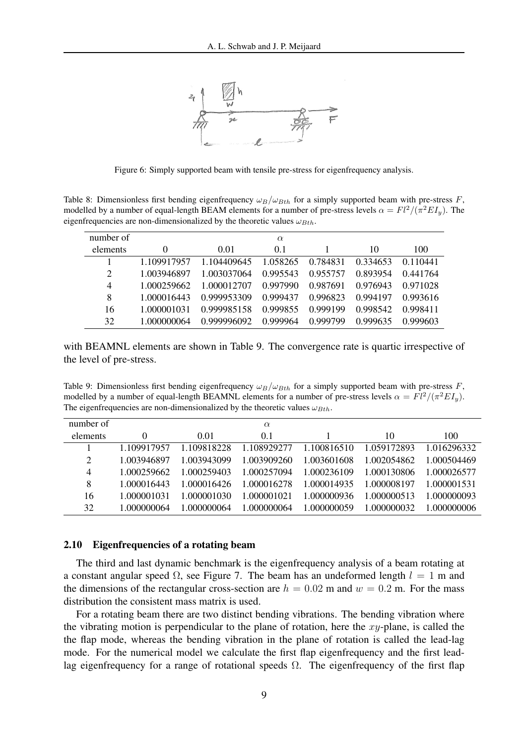Figure 6: Simply supported beam with tensile pre-stress for eigenfrequency analysis.

Table 8: Dimensionless first bending eigenfrequency $\omega_B/\omega_{Bth}$ for a simply supported beam with pre-stress $F$, modelled by a number of equal-length BEAM elements for a number of pre-stress levels $\alpha = Fl^2/(\pi^2 EI_y)$. The eigenfrequencies are non-dimensionalized by the theoretic values $\omega_{Bth}$.

| number of | $\alpha$ | | | | | |
|---|---|---|---|---|---|---|
| elements | 0 | 0.01 | 0.1 | 1 | 10 | 100 |
| 1 | 1.109917957 | 1.104409645 | 1.058265 | 0.784831 | 0.334653 | 0.110441 |
| 2 | 1.003946897 | 1.003037064 | 0.995543 | 0.955757 | 0.893954 | 0.441764 |
| 4 | 1.000259662 | 1.000012707 | 0.997990 | 0.987691 | 0.976943 | 0.971028 |
| 8 | 1.000016443 | 0.999953309 | 0.999437 | 0.996823 | 0.994197 | 0.993616 |
| 16 | 1.000001031 | 0.999985158 | 0.999855 | 0.999199 | 0.998542 | 0.998411 |
| 32 | 1.000000064 | 0.999996092 | 0.999964 | 0.999799 | 0.999635 | 0.999603 |

with BEAMNL elements are shown in Table 9. The convergence rate is quartic irrespective of the level of pre-stress.

Table 9: Dimensionless first bending eigenfrequency $\omega_B/\omega_{Bth}$ for a simply supported beam with pre-stress $F$, modelled by a number of equal-length BEAMNL elements for a number of pre-stress levels $\alpha = Fl^2/(\pi^2 EI_y)$. The eigenfrequencies are non-dimensionalized by the theoretic values $\omega_{Bth}$.

| number of | $\alpha$ | | | | | |
|---|---|---|---|---|---|---|
| elements | 0 | 0.01 | 0.1 | 1 | 10 | 100 |
| 1 | 1.109917957 | 1.109818228 | 1.108929277 | 1.100816510 | 1.059172893 | 1.016296332 |
| 2 | 1.003946897 | 1.003943099 | 1.003909260 | 1.003601608 | 1.002054862 | 1.000504469 |
| 4 | 1.000259662 | 1.000259403 | 1.000257094 | 1.000236109 | 1.000130806 | 1.000026577 |
| 8 | 1.000016443 | 1.000016426 | 1.000016278 | 1.000014935 | 1.000008197 | 1.000001531 |
| 16 | 1.000001031 | 1.000001030 | 1.000001021 | 1.000000936 | 1.000000513 | 1.000000093 |
| 32 | 1.000000064 | 1.000000064 | 1.000000064 | 1.000000059 | 1.000000032 | 1.000000006 |

### 2.10 Eigenfrequencies of a rotating beam

The third and last dynamic benchmark is the eigenfrequency analysis of a beam rotating at a constant angular speed $\Omega$, see Figure 7. The beam has an undeformed length $l = 1$ m and the dimensions of the rectangular cross-section are $h = 0.02$ m and $w = 0.2$ m. For the mass distribution the consistent mass matrix is used.

For a rotating beam there are two distinct bending vibrations. The bending vibration where the vibrating motion is perpendicular to the plane of rotation, here the $xy$-plane, is called the the flap mode, whereas the bending vibration in the plane of rotation is called the lead-lag mode. For the numerical model we calculate the first flap eigenfrequency and the first lead-lag eigenfrequency for a range of rotational speeds $\Omega$. The eigenfrequency of the first flap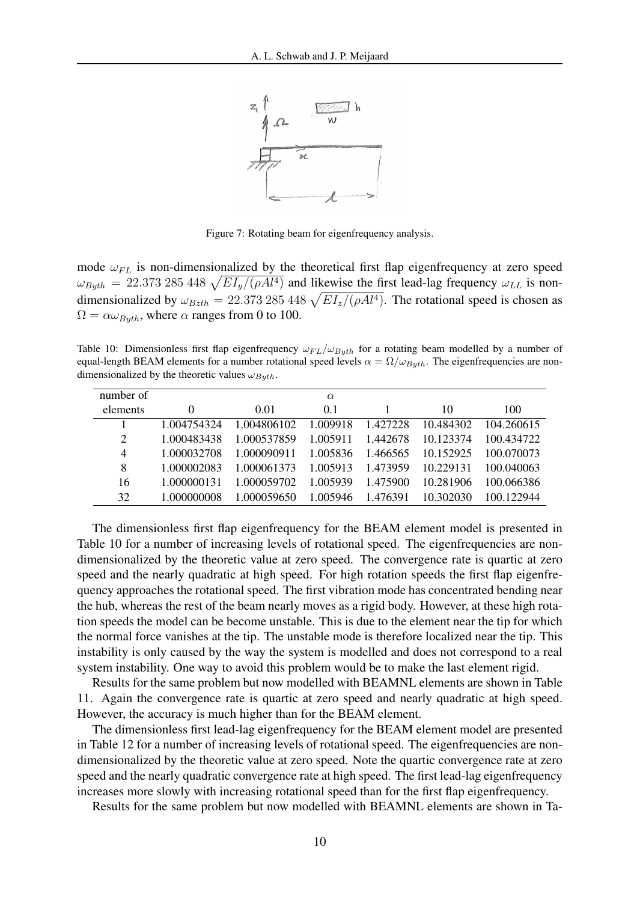Figure 7: Rotating beam for eigenfrequency analysis.

mode $\omega_{FL}$ is non-dimensionalized by the theoretical first flap eigenfrequency at zero speed $\omega_{Byth} = 22.373\,285\,448\,\sqrt{EI_y/(\rho Al^4)}$ and likewise the first lead-lag frequency $\omega_{LL}$ is non-dimensionalized by $\omega_{Bzth} = 22.373\,285\,448\,\sqrt{EI_z/(\rho Al^4)}$. The rotational speed is chosen as $\Omega = \alpha\omega_{Byth}$, where $\alpha$ ranges from 0 to 100.

Table 10: Dimensionless first flap eigenfrequency $\omega_{FL}/\omega_{Byth}$ for a rotating beam modelled by a number of equal-length BEAM elements for a number rotational speed levels $\alpha = \Omega/\omega_{Byth}$. The eigenfrequencies are non-dimensionalized by the theoretic values $\omega_{Byth}$.

| number of | | | $\alpha$ | | | |
|---|---|---|---|---|---|---|
| elements | 0 | 0.01 | 0.1 | 1 | 10 | 100 |
| 1 | 1.004754324 | 1.004806102 | 1.009918 | 1.427228 | 10.484302 | 104.260615 |
| 2 | 1.000483438 | 1.000537859 | 1.005911 | 1.442678 | 10.123374 | 100.434722 |
| 4 | 1.000032708 | 1.000090911 | 1.005836 | 1.466565 | 10.152925 | 100.070073 |
| 8 | 1.000002083 | 1.000061373 | 1.005913 | 1.473959 | 10.229131 | 100.040063 |
| 16 | 1.000000131 | 1.000059702 | 1.005939 | 1.475900 | 10.281906 | 100.066386 |
| 32 | 1.000000008 | 1.000059650 | 1.005946 | 1.476391 | 10.302030 | 100.122944 |

The dimensionless first flap eigenfrequency for the BEAM element model is presented in Table 10 for a number of increasing levels of rotational speed. The eigenfrequencies are non-dimensionalized by the theoretic value at zero speed. The convergence rate is quartic at zero speed and the nearly quadratic at high speed. For high rotation speeds the first flap eigenfrequency approaches the rotational speed. The first vibration mode has concentrated bending near the hub, whereas the rest of the beam nearly moves as a rigid body. However, at these high rotation speeds the model can be become unstable. This is due to the element near the tip for which the normal force vanishes at the tip. The unstable mode is therefore localized near the tip. This instability is only caused by the way the system is modelled and does not correspond to a real system instability. One way to avoid this problem would be to make the last element rigid.

Results for the same problem but now modelled with BEAMNL elements are shown in Table 11. Again the convergence rate is quartic at zero speed and nearly quadratic at high speed. However, the accuracy is much higher than for the BEAM element.

The dimensionless first lead-lag eigenfrequency for the BEAM element model are presented in Table 12 for a number of increasing levels of rotational speed. The eigenfrequencies are non-dimensionalized by the theoretic value at zero speed. Note the quartic convergence rate at zero speed and the nearly quadratic convergence rate at high speed. The first lead-lag eigenfrequency increases more slowly with increasing rotational speed than for the first flap eigenfrequency.

Results for the same problem but now modelled with BEAMNL elements are shown in Ta-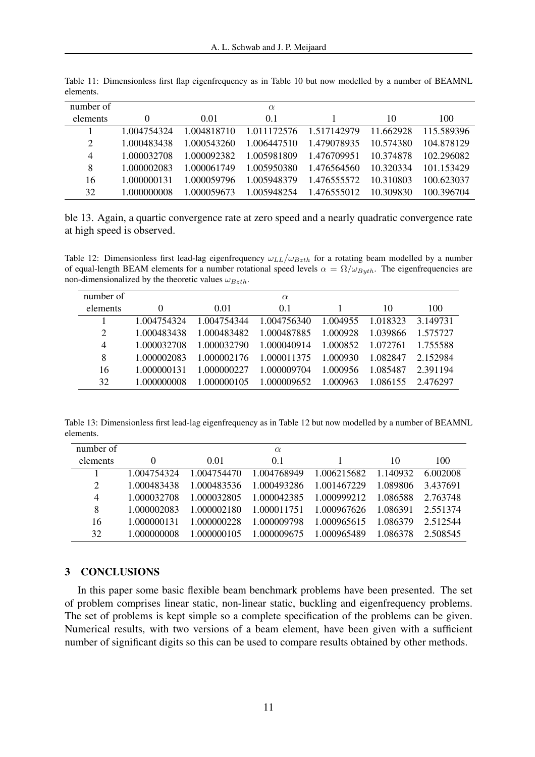Table 11: Dimensionless first flap eigenfrequency as in Table 10 but now modelled by a number of BEAMNL elements.

| number of | $\alpha$ | | | | | |
|---|---|---|---|---|---|---|
| elements | 0 | 0.01 | 0.1 | 1 | 10 | 100 |
| 1 | 1.004754324 | 1.004818710 | 1.011172576 | 1.517142979 | 11.662928 | 115.589396 |
| 2 | 1.000483438 | 1.000543260 | 1.006447510 | 1.479078935 | 10.574380 | 104.878129 |
| 4 | 1.000032708 | 1.000092382 | 1.005981809 | 1.476709951 | 10.374878 | 102.296082 |
| 8 | 1.000002083 | 1.000061749 | 1.005950380 | 1.476564560 | 10.320334 | 101.153429 |
| 16 | 1.000000131 | 1.000059796 | 1.005948379 | 1.476555572 | 10.310803 | 100.623037 |
| 32 | 1.000000008 | 1.000059673 | 1.005948254 | 1.476555012 | 10.309830 | 100.396704 |

ble 13. Again, a quartic convergence rate at zero speed and a nearly quadratic convergence rate at high speed is observed.

Table 12: Dimensionless first lead-lag eigenfrequency $\omega_{LL}/\omega_{Bzth}$ for a rotating beam modelled by a number of equal-length BEAM elements for a number rotational speed levels $\alpha = \Omega/\omega_{Byth}$. The eigenfrequencies are non-dimensionalized by the theoretic values $\omega_{Bzth}$.

| number of | $\alpha$ | | | | | |
|---|---|---|---|---|---|---|
| elements | 0 | 0.01 | 0.1 | 1 | 10 | 100 |
| 1 | 1.004754324 | 1.004754344 | 1.004756340 | 1.004955 | 1.018323 | 3.149731 |
| 2 | 1.000483438 | 1.000483482 | 1.000487885 | 1.000928 | 1.039866 | 1.575727 |
| 4 | 1.000032708 | 1.000032790 | 1.000040914 | 1.000852 | 1.072761 | 1.755588 |
| 8 | 1.000002083 | 1.000002176 | 1.000011375 | 1.000930 | 1.082847 | 2.152984 |
| 16 | 1.000000131 | 1.000000227 | 1.000009704 | 1.000956 | 1.085487 | 2.391194 |
| 32 | 1.000000008 | 1.000000105 | 1.000009652 | 1.000963 | 1.086155 | 2.476297 |

Table 13: Dimensionless first lead-lag eigenfrequency as in Table 12 but now modelled by a number of BEAMNL elements.

| number of | $\alpha$ | | | | | |
|---|---|---|---|---|---|---|
| elements | 0 | 0.01 | 0.1 | 1 | 10 | 100 |
| 1 | 1.004754324 | 1.004754470 | 1.004768949 | 1.006215682 | 1.140932 | 6.002008 |
| 2 | 1.000483438 | 1.000483536 | 1.000493286 | 1.001467229 | 1.089806 | 3.437691 |
| 4 | 1.000032708 | 1.000032805 | 1.000042385 | 1.000999212 | 1.086588 | 2.763748 |
| 8 | 1.000002083 | 1.000002180 | 1.000011751 | 1.000967626 | 1.086391 | 2.551374 |
| 16 | 1.000000131 | 1.000000228 | 1.000009798 | 1.000965615 | 1.086379 | 2.512544 |
| 32 | 1.000000008 | 1.000000105 | 1.000009675 | 1.000965489 | 1.086378 | 2.508545 |

## 3 CONCLUSIONS

In this paper some basic flexible beam benchmark problems have been presented. The set of problem comprises linear static, non-linear static, buckling and eigenfrequency problems. The set of problems is kept simple so a complete specification of the problems can be given. Numerical results, with two versions of a beam element, have been given with a sufficient number of significant digits so this can be used to compare results obtained by other methods.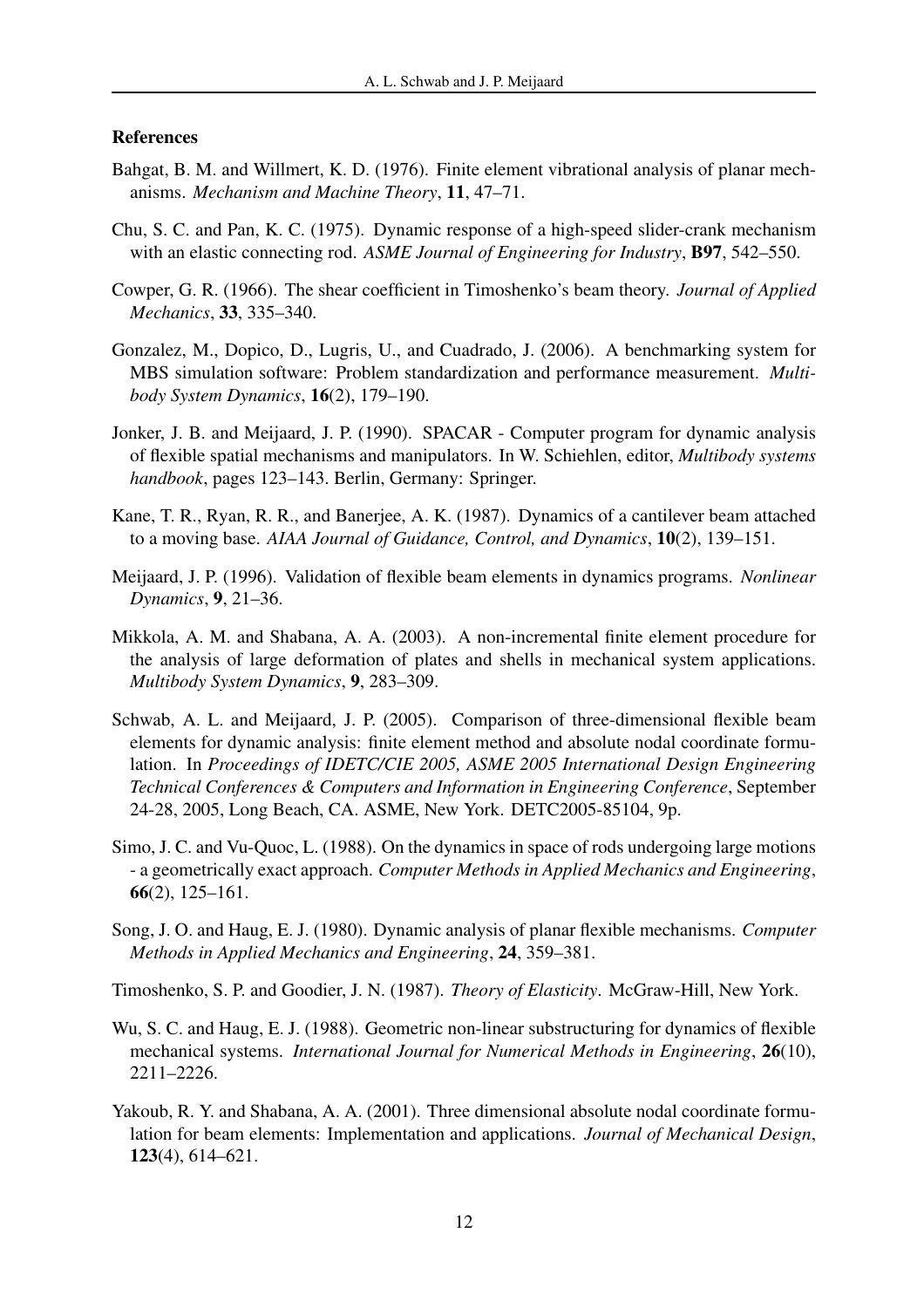## References

Bahgat, B. M. and Willmert, K. D. (1976). Finite element vibrational analysis of planar mechanisms. *Mechanism and Machine Theory*, **11**, 47–71.

Chu, S. C. and Pan, K. C. (1975). Dynamic response of a high-speed slider-crank mechanism with an elastic connecting rod. *ASME Journal of Engineering for Industry*, **B97**, 542–550.

Cowper, G. R. (1966). The shear coefficient in Timoshenko's beam theory. *Journal of Applied Mechanics*, **33**, 335–340.

Gonzalez, M., Dopico, D., Lugris, U., and Cuadrado, J. (2006). A benchmarking system for MBS simulation software: Problem standardization and performance measurement. *Multibody System Dynamics*, **16**(2), 179–190.

Jonker, J. B. and Meijaard, J. P. (1990). SPACAR - Computer program for dynamic analysis of flexible spatial mechanisms and manipulators. In W. Schiehlen, editor, *Multibody systems handbook*, pages 123–143. Berlin, Germany: Springer.

Kane, T. R., Ryan, R. R., and Banerjee, A. K. (1987). Dynamics of a cantilever beam attached to a moving base. *AIAA Journal of Guidance, Control, and Dynamics*, **10**(2), 139–151.

Meijaard, J. P. (1996). Validation of flexible beam elements in dynamics programs. *Nonlinear Dynamics*, **9**, 21–36.

Mikkola, A. M. and Shabana, A. A. (2003). A non-incremental finite element procedure for the analysis of large deformation of plates and shells in mechanical system applications. *Multibody System Dynamics*, **9**, 283–309.

Schwab, A. L. and Meijaard, J. P. (2005). Comparison of three-dimensional flexible beam elements for dynamic analysis: finite element method and absolute nodal coordinate formulation. In *Proceedings of IDETC/CIE 2005, ASME 2005 International Design Engineering Technical Conferences & Computers and Information in Engineering Conference*, September 24-28, 2005, Long Beach, CA. ASME, New York. DETC2005-85104, 9p.

Simo, J. C. and Vu-Quoc, L. (1988). On the dynamics in space of rods undergoing large motions - a geometrically exact approach. *Computer Methods in Applied Mechanics and Engineering*, **66**(2), 125–161.

Song, J. O. and Haug, E. J. (1980). Dynamic analysis of planar flexible mechanisms. *Computer Methods in Applied Mechanics and Engineering*, **24**, 359–381.

Timoshenko, S. P. and Goodier, J. N. (1987). *Theory of Elasticity*. McGraw-Hill, New York.

Wu, S. C. and Haug, E. J. (1988). Geometric non-linear substructuring for dynamics of flexible mechanical systems. *International Journal for Numerical Methods in Engineering*, **26**(10), 2211–2226.

Yakoub, R. Y. and Shabana, A. A. (2001). Three dimensional absolute nodal coordinate formulation for beam elements: Implementation and applications. *Journal of Mechanical Design*, **123**(4), 614–621.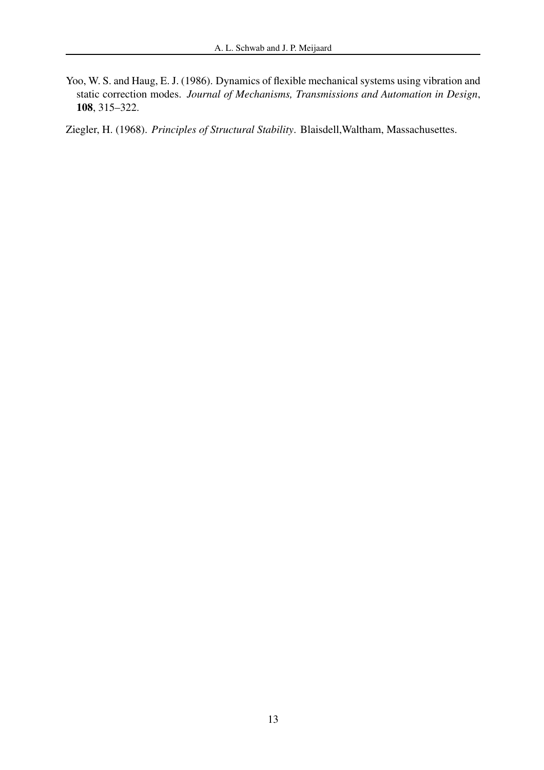Yoo, W. S. and Haug, E. J. (1986). Dynamics of flexible mechanical systems using vibration and static correction modes. *Journal of Mechanisms, Transmissions and Automation in Design*, **108**, 315–322.

Ziegler, H. (1968). *Principles of Structural Stability*. Blaisdell,Waltham, Massachusettes.